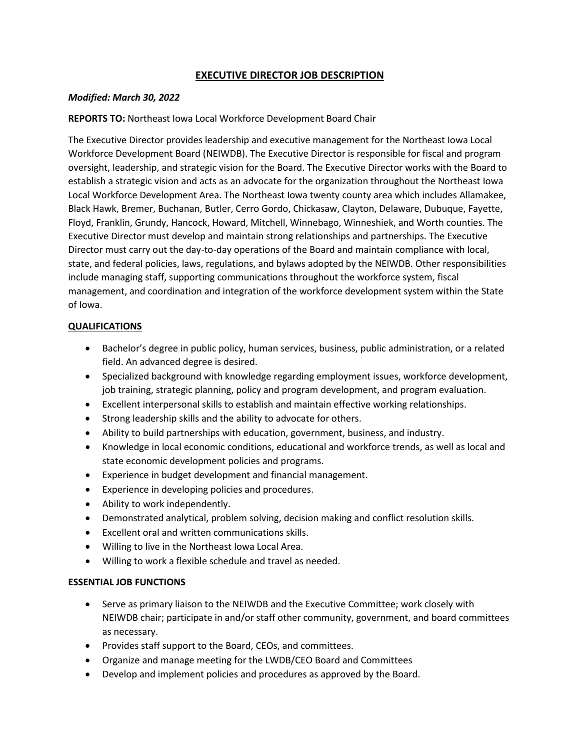# EXECUTIVE DIRECTOR JOB DESCRIPTION

***Modified: March 30, 2022***

**REPORTS TO:** Northeast Iowa Local Workforce Development Board Chair

The Executive Director provides leadership and executive management for the Northeast Iowa Local Workforce Development Board (NEIWDB). The Executive Director is responsible for fiscal and program oversight, leadership, and strategic vision for the Board. The Executive Director works with the Board to establish a strategic vision and acts as an advocate for the organization throughout the Northeast Iowa Local Workforce Development Area. The Northeast Iowa twenty county area which includes Allamakee, Black Hawk, Bremer, Buchanan, Butler, Cerro Gordo, Chickasaw, Clayton, Delaware, Dubuque, Fayette, Floyd, Franklin, Grundy, Hancock, Howard, Mitchell, Winnebago, Winneshiek, and Worth counties. The Executive Director must develop and maintain strong relationships and partnerships. The Executive Director must carry out the day-to-day operations of the Board and maintain compliance with local, state, and federal policies, laws, regulations, and bylaws adopted by the NEIWDB. Other responsibilities include managing staff, supporting communications throughout the workforce system, fiscal management, and coordination and integration of the workforce development system within the State of Iowa.

## QUALIFICATIONS

- Bachelor's degree in public policy, human services, business, public administration, or a related field. An advanced degree is desired.
- Specialized background with knowledge regarding employment issues, workforce development, job training, strategic planning, policy and program development, and program evaluation.
- Excellent interpersonal skills to establish and maintain effective working relationships.
- Strong leadership skills and the ability to advocate for others.
- Ability to build partnerships with education, government, business, and industry.
- Knowledge in local economic conditions, educational and workforce trends, as well as local and state economic development policies and programs.
- Experience in budget development and financial management.
- Experience in developing policies and procedures.
- Ability to work independently.
- Demonstrated analytical, problem solving, decision making and conflict resolution skills.
- Excellent oral and written communications skills.
- Willing to live in the Northeast Iowa Local Area.
- Willing to work a flexible schedule and travel as needed.

## ESSENTIAL JOB FUNCTIONS

- Serve as primary liaison to the NEIWDB and the Executive Committee; work closely with NEIWDB chair; participate in and/or staff other community, government, and board committees as necessary.
- Provides staff support to the Board, CEOs, and committees.
- Organize and manage meeting for the LWDB/CEO Board and Committees
- Develop and implement policies and procedures as approved by the Board.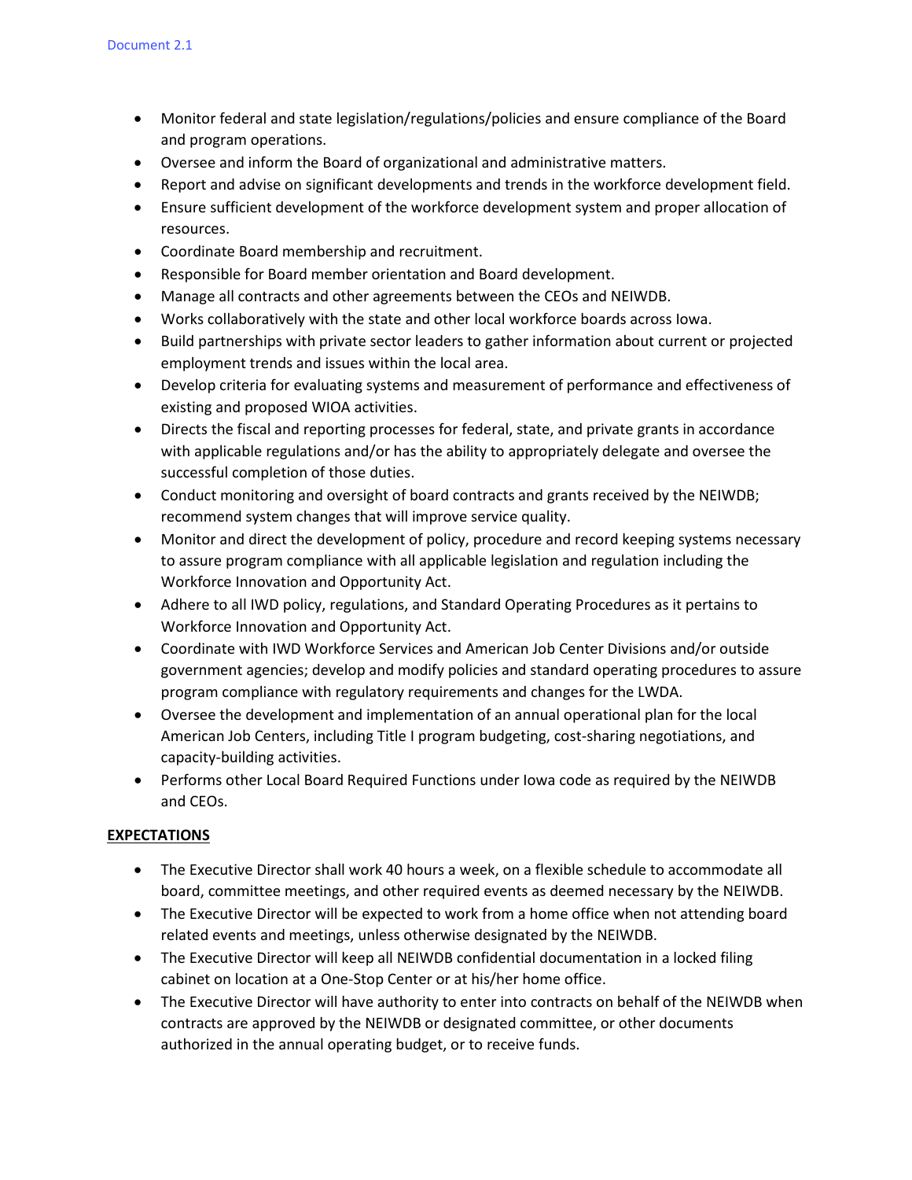- Monitor federal and state legislation/regulations/policies and ensure compliance of the Board and program operations.
- Oversee and inform the Board of organizational and administrative matters.
- Report and advise on significant developments and trends in the workforce development field.
- Ensure sufficient development of the workforce development system and proper allocation of resources.
- Coordinate Board membership and recruitment.
- Responsible for Board member orientation and Board development.
- Manage all contracts and other agreements between the CEOs and NEIWDB.
- Works collaboratively with the state and other local workforce boards across Iowa.
- Build partnerships with private sector leaders to gather information about current or projected employment trends and issues within the local area.
- Develop criteria for evaluating systems and measurement of performance and effectiveness of existing and proposed WIOA activities.
- Directs the fiscal and reporting processes for federal, state, and private grants in accordance with applicable regulations and/or has the ability to appropriately delegate and oversee the successful completion of those duties.
- Conduct monitoring and oversight of board contracts and grants received by the NEIWDB; recommend system changes that will improve service quality.
- Monitor and direct the development of policy, procedure and record keeping systems necessary to assure program compliance with all applicable legislation and regulation including the Workforce Innovation and Opportunity Act.
- Adhere to all IWD policy, regulations, and Standard Operating Procedures as it pertains to Workforce Innovation and Opportunity Act.
- Coordinate with IWD Workforce Services and American Job Center Divisions and/or outside government agencies; develop and modify policies and standard operating procedures to assure program compliance with regulatory requirements and changes for the LWDA.
- Oversee the development and implementation of an annual operational plan for the local American Job Centers, including Title I program budgeting, cost-sharing negotiations, and capacity-building activities.
- Performs other Local Board Required Functions under Iowa code as required by the NEIWDB and CEOs.

**EXPECTATIONS**

- The Executive Director shall work 40 hours a week, on a flexible schedule to accommodate all board, committee meetings, and other required events as deemed necessary by the NEIWDB.
- The Executive Director will be expected to work from a home office when not attending board related events and meetings, unless otherwise designated by the NEIWDB.
- The Executive Director will keep all NEIWDB confidential documentation in a locked filing cabinet on location at a One-Stop Center or at his/her home office.
- The Executive Director will have authority to enter into contracts on behalf of the NEIWDB when contracts are approved by the NEIWDB or designated committee, or other documents authorized in the annual operating budget, or to receive funds.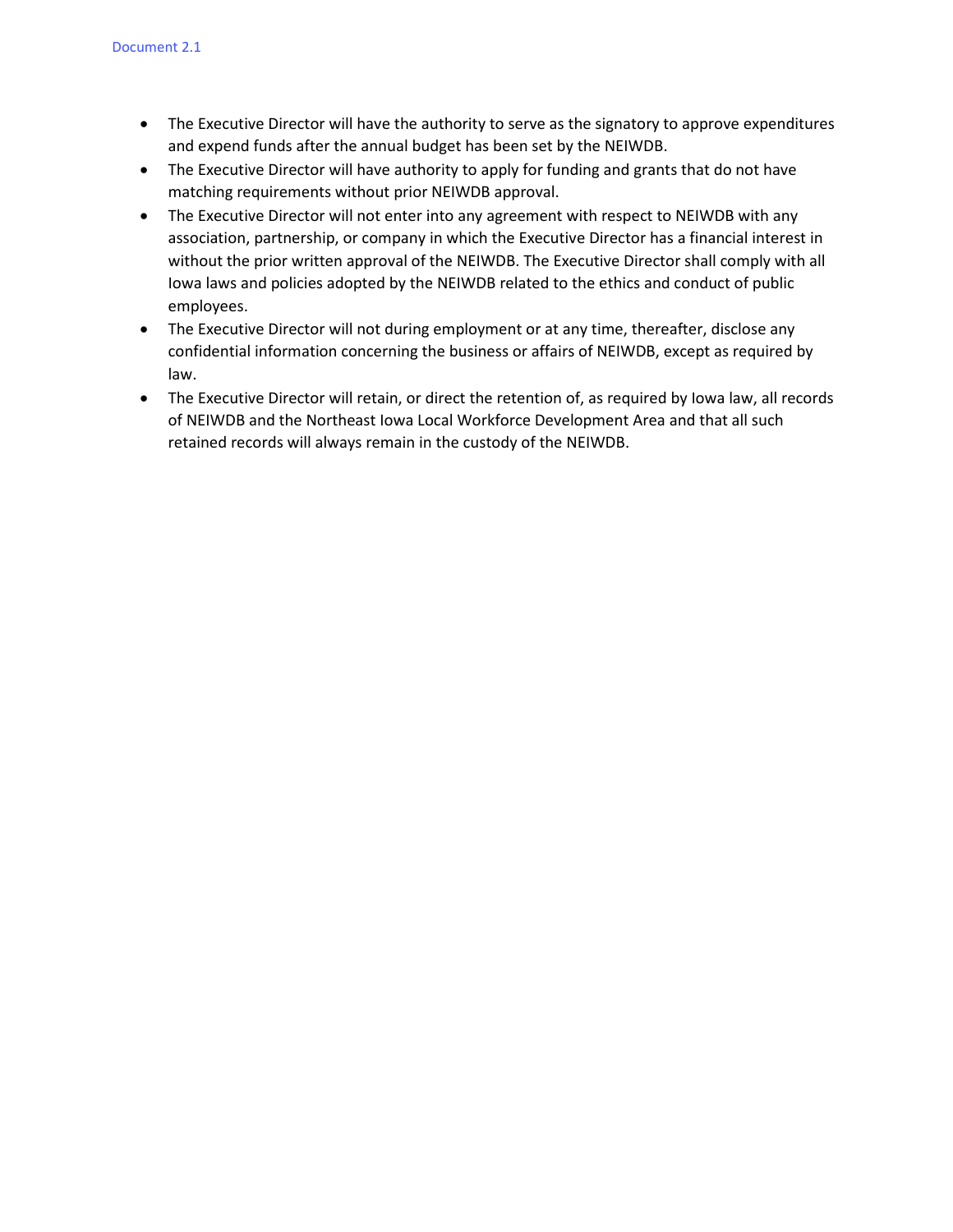- The Executive Director will have the authority to serve as the signatory to approve expenditures and expend funds after the annual budget has been set by the NEIWDB.
- The Executive Director will have authority to apply for funding and grants that do not have matching requirements without prior NEIWDB approval.
- The Executive Director will not enter into any agreement with respect to NEIWDB with any association, partnership, or company in which the Executive Director has a financial interest in without the prior written approval of the NEIWDB. The Executive Director shall comply with all Iowa laws and policies adopted by the NEIWDB related to the ethics and conduct of public employees.
- The Executive Director will not during employment or at any time, thereafter, disclose any confidential information concerning the business or affairs of NEIWDB, except as required by law.
- The Executive Director will retain, or direct the retention of, as required by Iowa law, all records of NEIWDB and the Northeast Iowa Local Workforce Development Area and that all such retained records will always remain in the custody of the NEIWDB.